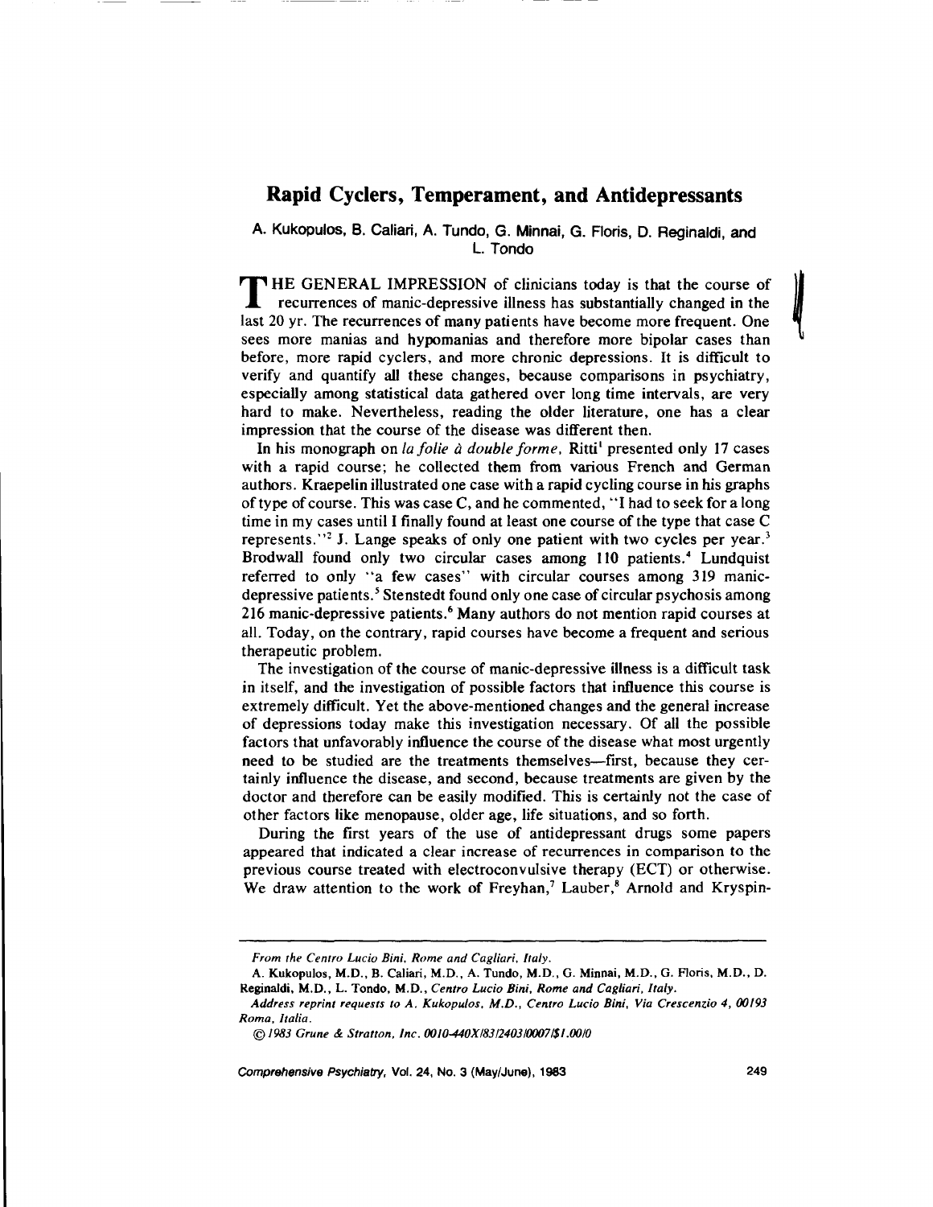# Rapid Cyclers, Temperament, and Antidepressants

A. Kukopulos, B. Caliari, A. Tundo, G. Minnai, G. Floris, D. Reginaldi, and L. Tondo

THE GENERAL IMPRESSION of clinicians today is that the course of recurrences of manic-depressive illness has substantially changed in the last 20 yr. The recurrences of many patients have become more frequent. One sees more manias and hypomanias and therefore more bipolar cases than before, more rapid cyclers, and more chronic depressions. It is difficult to verify and quantify all these changes, because comparisons in psychiatry, especially among statistical data gathered over long time intervals, are very hard to make. Nevertheless, reading the older literature, one has a clear impression that the course of the disease was different then.

In his monograph on *la folie à double forme*, Ritti[1] presented only 17 cases with a rapid course; he collected them from various French and German authors. Kraepelin illustrated one case with a rapid cycling course in his graphs of type of course. This was case C, and he commented, "I had to seek for a long time in my cases until I finally found at least one course of the type that case C represents."[2] J. Lange speaks of only one patient with two cycles per year.[3] Brodwall found only two circular cases among 110 patients.[4] Lundquist referred to only "a few cases" with circular courses among 319 manic-depressive patients.[5] Stenstedt found only one case of circular psychosis among 216 manic-depressive patients.[6] Many authors do not mention rapid courses at all. Today, on the contrary, rapid courses have become a frequent and serious therapeutic problem.

The investigation of the course of manic-depressive illness is a difficult task in itself, and the investigation of possible factors that influence this course is extremely difficult. Yet the above-mentioned changes and the general increase of depressions today make this investigation necessary. Of all the possible factors that unfavorably influence the course of the disease what most urgently need to be studied are the treatments themselves—first, because they certainly influence the disease, and second, because treatments are given by the doctor and therefore can be easily modified. This is certainly not the case of other factors like menopause, older age, life situations, and so forth.

During the first years of the use of antidepressant drugs some papers appeared that indicated a clear increase of recurrences in comparison to the previous course treated with electroconvulsive therapy (ECT) or otherwise. We draw attention to the work of Freyhan,[7] Lauber,[8] Arnold and Kryspin-

---

*From the Centro Lucio Bini, Rome and Cagliari, Italy.*

A. Kukopulos, M.D., B. Caliari, M.D., A. Tundo, M.D., G. Minnai, M.D., G. Floris, M.D., D. Reginaldi, M.D., L. Tondo, M.D., *Centro Lucio Bini, Rome and Cagliari, Italy.*

*Address reprint requests to A. Kukopulos, M.D., Centro Lucio Bini, Via Crescenzio 4, 00193 Roma, Italia.*

*© 1983 Grune & Stratton, Inc. 0010-440X/83/2403/0007/$1.00/0*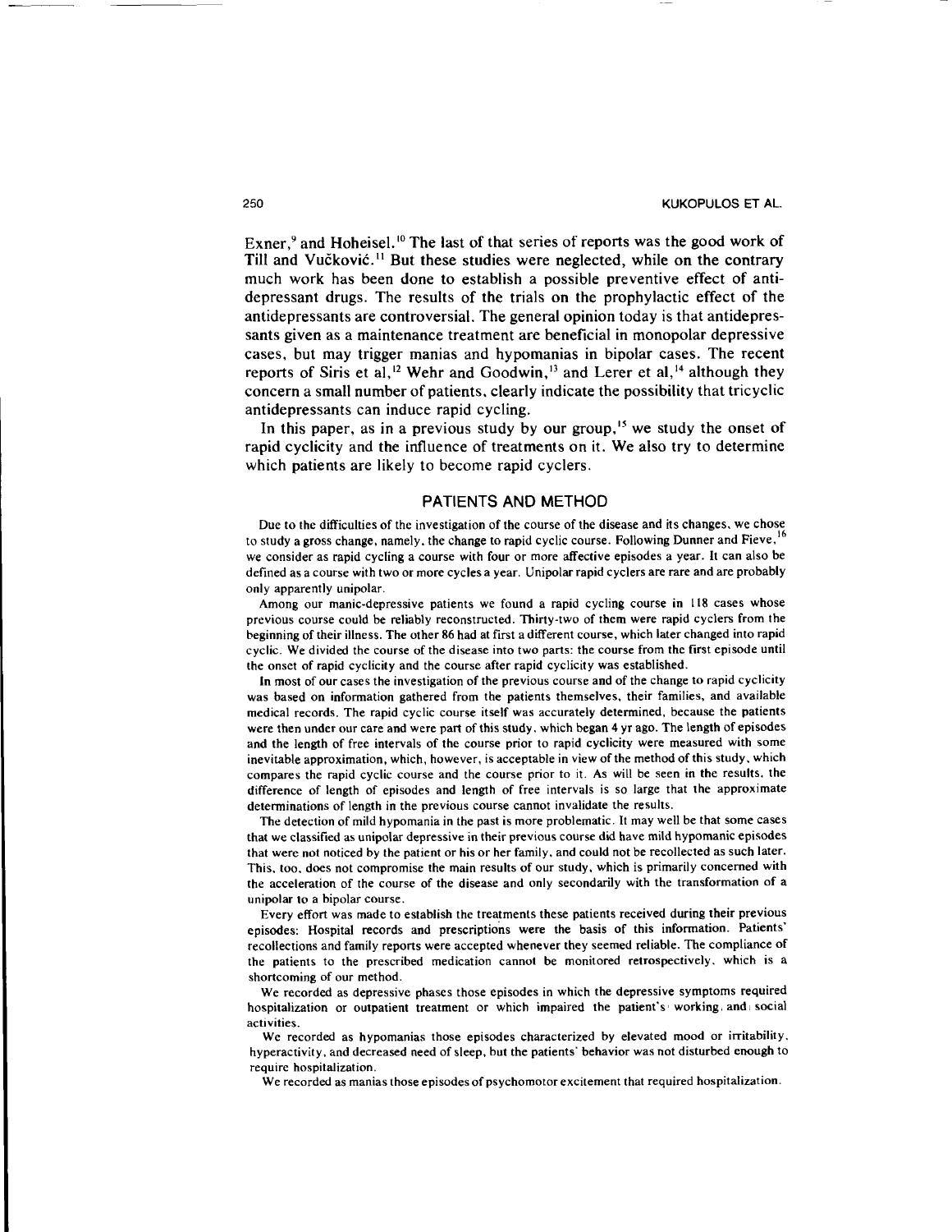Exner,[9] and Hoheisel.[10] The last of that series of reports was the good work of Till and Vučković.[11] But these studies were neglected, while on the contrary much work has been done to establish a possible preventive effect of antidepressant drugs. The results of the trials on the prophylactic effect of the antidepressants are controversial. The general opinion today is that antidepressants given as a maintenance treatment are beneficial in monopolar depressive cases, but may trigger manias and hypomanias in bipolar cases. The recent reports of Siris et al,[12] Wehr and Goodwin,[13] and Lerer et al,[14] although they concern a small number of patients, clearly indicate the possibility that tricyclic antidepressants can induce rapid cycling.

In this paper, as in a previous study by our group,[15] we study the onset of rapid cyclicity and the influence of treatments on it. We also try to determine which patients are likely to become rapid cyclers.

## PATIENTS AND METHOD

Due to the difficulties of the investigation of the course of the disease and its changes, we chose to study a gross change, namely, the change to rapid cyclic course. Following Dunner and Fieve,[16] we consider as rapid cycling a course with four or more affective episodes a year. It can also be defined as a course with two or more cycles a year. Unipolar rapid cyclers are rare and are probably only apparently unipolar.

Among our manic-depressive patients we found a rapid cycling course in 118 cases whose previous course could be reliably reconstructed. Thirty-two of them were rapid cyclers from the beginning of their illness. The other 86 had at first a different course, which later changed into rapid cyclic. We divided the course of the disease into two parts: the course from the first episode until the onset of rapid cyclicity and the course after rapid cyclicity was established.

In most of our cases the investigation of the previous course and of the change to rapid cyclicity was based on information gathered from the patients themselves, their families, and available medical records. The rapid cyclic course itself was accurately determined, because the patients were then under our care and were part of this study, which began 4 yr ago. The length of episodes and the length of free intervals of the course prior to rapid cyclicity were measured with some inevitable approximation, which, however, is acceptable in view of the method of this study, which compares the rapid cyclic course and the course prior to it. As will be seen in the results, the difference of length of episodes and length of free intervals is so large that the approximate determinations of length in the previous course cannot invalidate the results.

The detection of mild hypomania in the past is more problematic. It may well be that some cases that we classified as unipolar depressive in their previous course did have mild hypomanic episodes that were not noticed by the patient or his or her family, and could not be recollected as such later. This, too, does not compromise the main results of our study, which is primarily concerned with the acceleration of the course of the disease and only secondarily with the transformation of a unipolar to a bipolar course.

Every effort was made to establish the treatments these patients received during their previous episodes: Hospital records and prescriptions were the basis of this information. Patients' recollections and family reports were accepted whenever they seemed reliable. The compliance of the patients to the prescribed medication cannot be monitored retrospectively, which is a shortcoming of our method.

We recorded as depressive phases those episodes in which the depressive symptoms required hospitalization or outpatient treatment or which impaired the patient's working and social activities.

We recorded as hypomanias those episodes characterized by elevated mood or irritability, hyperactivity, and decreased need of sleep, but the patients' behavior was not disturbed enough to require hospitalization.

We recorded as manias those episodes of psychomotor excitement that required hospitalization.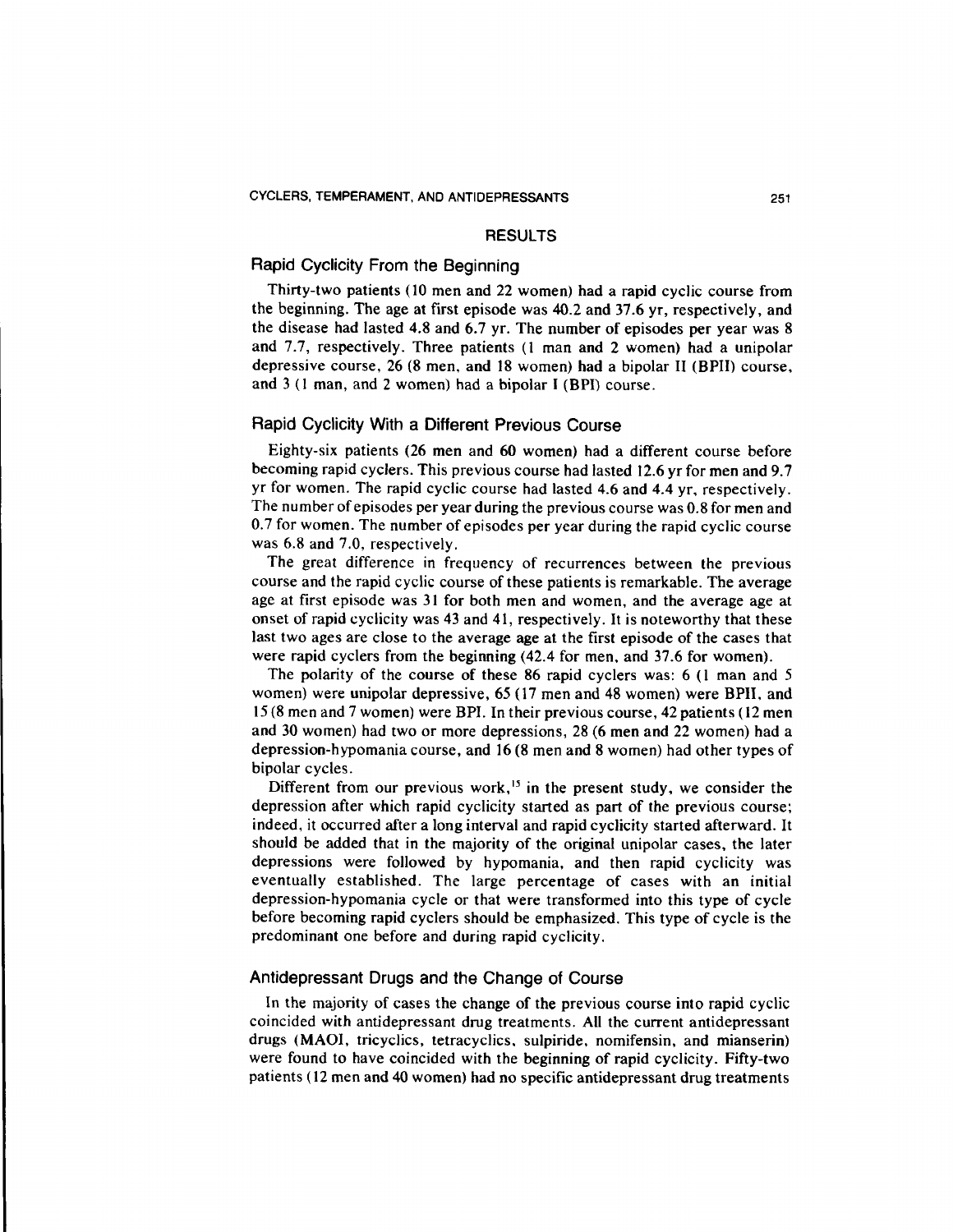## RESULTS

### Rapid Cyclicity From the Beginning

Thirty-two patients (10 men and 22 women) had a rapid cyclic course from the beginning. The age at first episode was 40.2 and 37.6 yr, respectively, and the disease had lasted 4.8 and 6.7 yr. The number of episodes per year was 8 and 7.7, respectively. Three patients (1 man and 2 women) had a unipolar depressive course, 26 (8 men, and 18 women) had a bipolar II (BPII) course, and 3 (1 man, and 2 women) had a bipolar I (BPI) course.

### Rapid Cyclicity With a Different Previous Course

Eighty-six patients (26 men and 60 women) had a different course before becoming rapid cyclers. This previous course had lasted 12.6 yr for men and 9.7 yr for women. The rapid cyclic course had lasted 4.6 and 4.4 yr, respectively. The number of episodes per year during the previous course was 0.8 for men and 0.7 for women. The number of episodes per year during the rapid cyclic course was 6.8 and 7.0, respectively.

The great difference in frequency of recurrences between the previous course and the rapid cyclic course of these patients is remarkable. The average age at first episode was 31 for both men and women, and the average age at onset of rapid cyclicity was 43 and 41, respectively. It is noteworthy that these last two ages are close to the average age at the first episode of the cases that were rapid cyclers from the beginning (42.4 for men, and 37.6 for women).

The polarity of the course of these 86 rapid cyclers was: 6 (1 man and 5 women) were unipolar depressive, 65 (17 men and 48 women) were BPII, and 15 (8 men and 7 women) were BPI. In their previous course, 42 patients (12 men and 30 women) had two or more depressions, 28 (6 men and 22 women) had a depression-hypomania course, and 16 (8 men and 8 women) had other types of bipolar cycles.

Different from our previous work,[15] in the present study, we consider the depression after which rapid cyclicity started as part of the previous course; indeed, it occurred after a long interval and rapid cyclicity started afterward. It should be added that in the majority of the original unipolar cases, the later depressions were followed by hypomania, and then rapid cyclicity was eventually established. The large percentage of cases with an initial depression-hypomania cycle or that were transformed into this type of cycle before becoming rapid cyclers should be emphasized. This type of cycle is the predominant one before and during rapid cyclicity.

### Antidepressant Drugs and the Change of Course

In the majority of cases the change of the previous course into rapid cyclic coincided with antidepressant drug treatments. All the current antidepressant drugs (MAOI, tricyclics, tetracyclics, sulpiride, nomifensin, and mianserin) were found to have coincided with the beginning of rapid cyclicity. Fifty-two patients (12 men and 40 women) had no specific antidepressant drug treatments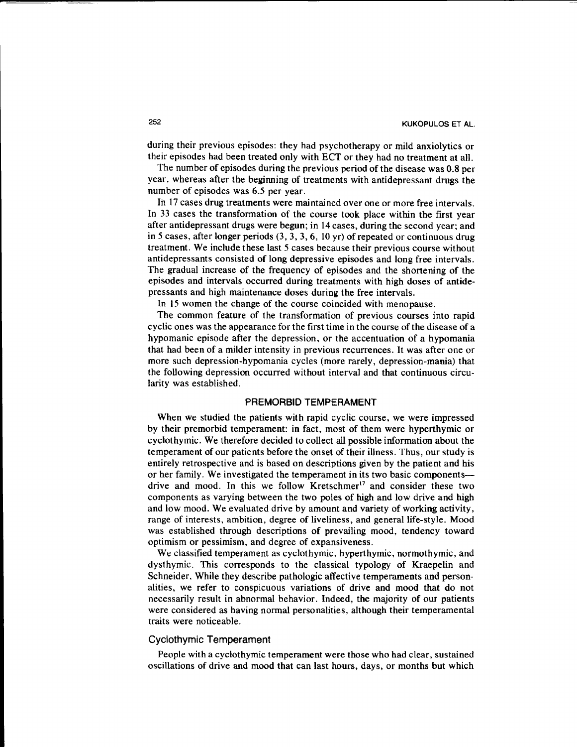during their previous episodes: they had psychotherapy or mild anxiolytics or their episodes had been treated only with ECT or they had no treatment at all.

The number of episodes during the previous period of the disease was 0.8 per year, whereas after the beginning of treatments with antidepressant drugs the number of episodes was 6.5 per year.

In 17 cases drug treatments were maintained over one or more free intervals. In 33 cases the transformation of the course took place within the first year after antidepressant drugs were begun; in 14 cases, during the second year; and in 5 cases, after longer periods (3, 3, 3, 6, 10 yr) of repeated or continuous drug treatment. We include these last 5 cases because their previous course without antidepressants consisted of long depressive episodes and long free intervals. The gradual increase of the frequency of episodes and the shortening of the episodes and intervals occurred during treatments with high doses of antidepressants and high maintenance doses during the free intervals.

In 15 women the change of the course coincided with menopause.

The common feature of the transformation of previous courses into rapid cyclic ones was the appearance for the first time in the course of the disease of a hypomanic episode after the depression, or the accentuation of a hypomania that had been of a milder intensity in previous recurrences. It was after one or more such depression-hypomania cycles (more rarely, depression-mania) that the following depression occurred without interval and that continuous circularity was established.

## PREMORBID TEMPERAMENT

When we studied the patients with rapid cyclic course, we were impressed by their premorbid temperament: in fact, most of them were hyperthymic or cyclothymic. We therefore decided to collect all possible information about the temperament of our patients before the onset of their illness. Thus, our study is entirely retrospective and is based on descriptions given by the patient and his or her family. We investigated the temperament in its two basic components—drive and mood. In this we follow Kretschmer[17] and consider these two components as varying between the two poles of high and low drive and high and low mood. We evaluated drive by amount and variety of working activity, range of interests, ambition, degree of liveliness, and general life-style. Mood was established through descriptions of prevailing mood, tendency toward optimism or pessimism, and degree of expansiveness.

We classified temperament as cyclothymic, hyperthymic, normothymic, and dysthymic. This corresponds to the classical typology of Kraepelin and Schneider. While they describe pathologic affective temperaments and personalities, we refer to conspicuous variations of drive and mood that do not necessarily result in abnormal behavior. Indeed, the majority of our patients were considered as having normal personalities, although their temperamental traits were noticeable.

### Cyclothymic Temperament

People with a cyclothymic temperament were those who had clear, sustained oscillations of drive and mood that can last hours, days, or months but which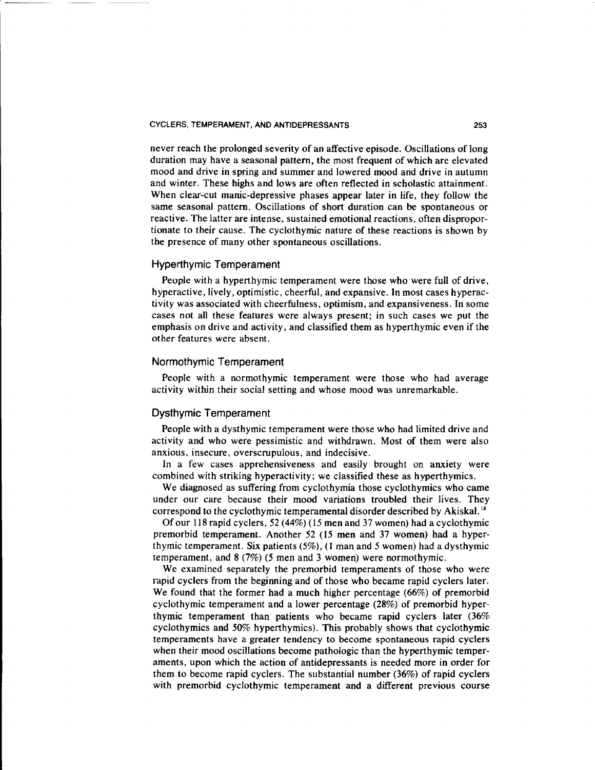never reach the prolonged severity of an affective episode. Oscillations of long duration may have a seasonal pattern, the most frequent of which are elevated mood and drive in spring and summer and lowered mood and drive in autumn and winter. These highs and lows are often reflected in scholastic attainment. When clear-cut manic-depressive phases appear later in life, they follow the same seasonal pattern. Oscillations of short duration can be spontaneous or reactive. The latter are intense, sustained emotional reactions, often disproportionate to their cause. The cyclothymic nature of these reactions is shown by the presence of many other spontaneous oscillations.

### Hyperthymic Temperament

People with a hyperthymic temperament were those who were full of drive, hyperactive, lively, optimistic, cheerful, and expansive. In most cases hyperactivity was associated with cheerfulness, optimism, and expansiveness. In some cases not all these features were always present; in such cases we put the emphasis on drive and activity, and classified them as hyperthymic even if the other features were absent.

### Normothymic Temperament

People with a normothymic temperament were those who had average activity within their social setting and whose mood was unremarkable.

### Dysthymic Temperament

People with a dysthymic temperament were those who had limited drive and activity and who were pessimistic and withdrawn. Most of them were also anxious, insecure, overscrupulous, and indecisive.

In a few cases apprehensiveness and easily brought on anxiety were combined with striking hyperactivity; we classified these as hyperthymics.

We diagnosed as suffering from cyclothymia those cyclothymics who came under our care because their mood variations troubled their lives. They correspond to the cyclothymic temperamental disorder described by Akiskal.[18]

Of our 118 rapid cyclers, 52 (44%) (15 men and 37 women) had a cyclothymic premorbid temperament. Another 52 (15 men and 37 women) had a hyperthymic temperament. Six patients (5%), (1 man and 5 women) had a dysthymic temperament, and 8 (7%) (5 men and 3 women) were normothymic.

We examined separately the premorbid temperaments of those who were rapid cyclers from the beginning and of those who became rapid cyclers later. We found that the former had a much higher percentage (66%) of premorbid cyclothymic temperament and a lower percentage (28%) of premorbid hyperthymic temperament than patients who became rapid cyclers later (36% cyclothymics and 50% hyperthymics). This probably shows that cyclothymic temperaments have a greater tendency to become spontaneous rapid cyclers when their mood oscillations become pathologic than the hyperthymic temperaments, upon which the action of antidepressants is needed more in order for them to become rapid cyclers. The substantial number (36%) of rapid cyclers with premorbid cyclothymic temperament and a different previous course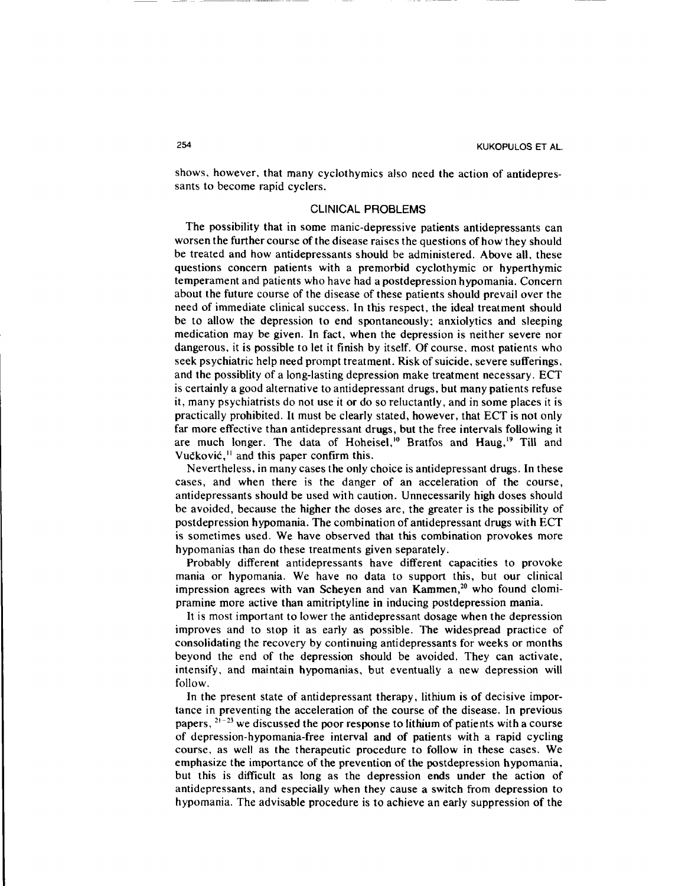shows, however, that many cyclothymics also need the action of antidepressants to become rapid cyclers.

## CLINICAL PROBLEMS

The possibility that in some manic-depressive patients antidepressants can worsen the further course of the disease raises the questions of how they should be treated and how antidepressants should be administered. Above all, these questions concern patients with a premorbid cyclothymic or hyperthymic temperament and patients who have had a postdepression hypomania. Concern about the future course of the disease of these patients should prevail over the need of immediate clinical success. In this respect, the ideal treatment should be to allow the depression to end spontaneously; anxiolytics and sleeping medication may be given. In fact, when the depression is neither severe nor dangerous, it is possible to let it finish by itself. Of course, most patients who seek psychiatric help need prompt treatment. Risk of suicide, severe sufferings, and the possiblity of a long-lasting depression make treatment necessary. ECT is certainly a good alternative to antidepressant drugs, but many patients refuse it, many psychiatrists do not use it or do so reluctantly, and in some places it is practically prohibited. It must be clearly stated, however, that ECT is not only far more effective than antidepressant drugs, but the free intervals following it are much longer. The data of Hoheisel,[10] Bratfos and Haug,[19] Till and Vučković,[11] and this paper confirm this.

Nevertheless, in many cases the only choice is antidepressant drugs. In these cases, and when there is the danger of an acceleration of the course, antidepressants should be used with caution. Unnecessarily high doses should be avoided, because the higher the doses are, the greater is the possibility of postdepression hypomania. The combination of antidepressant drugs with ECT is sometimes used. We have observed that this combination provokes more hypomanias than do these treatments given separately.

Probably different antidepressants have different capacities to provoke mania or hypomania. We have no data to support this, but our clinical impression agrees with van Scheyen and van Kammen,[20] who found clomipramine more active than amitriptyline in inducing postdepression mania.

It is most important to lower the antidepressant dosage when the depression improves and to stop it as early as possible. The widespread practice of consolidating the recovery by continuing antidepressants for weeks or months beyond the end of the depression should be avoided. They can activate, intensify, and maintain hypomanias, but eventually a new depression will follow.

In the present state of antidepressant therapy, lithium is of decisive importance in preventing the acceleration of the course of the disease. In previous papers,[21-23] we discussed the poor response to lithium of patients with a course of depression-hypomania-free interval and of patients with a rapid cycling course, as well as the therapeutic procedure to follow in these cases. We emphasize the importance of the prevention of the postdepression hypomania, but this is difficult as long as the depression ends under the action of antidepressants, and especially when they cause a switch from depression to hypomania. The advisable procedure is to achieve an early suppression of the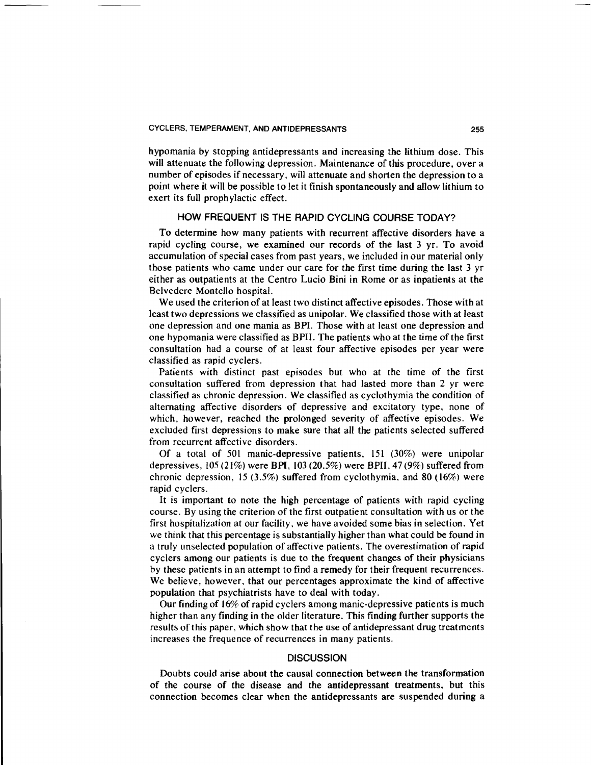hypomania by stopping antidepressants and increasing the lithium dose. This will attenuate the following depression. Maintenance of this procedure, over a number of episodes if necessary, will attenuate and shorten the depression to a point where it will be possible to let it finish spontaneously and allow lithium to exert its full prophylactic effect.

## HOW FREQUENT IS THE RAPID CYCLING COURSE TODAY?

To determine how many patients with recurrent affective disorders have a rapid cycling course, we examined our records of the last 3 yr. To avoid accumulation of special cases from past years, we included in our material only those patients who came under our care for the first time during the last 3 yr either as outpatients at the Centro Lucio Bini in Rome or as inpatients at the Belvedere Montello hospital.

We used the criterion of at least two distinct affective episodes. Those with at least two depressions we classified as unipolar. We classified those with at least one depression and one mania as BPI. Those with at least one depression and one hypomania were classified as BPII. The patients who at the time of the first consultation had a course of at least four affective episodes per year were classified as rapid cyclers.

Patients with distinct past episodes but who at the time of the first consultation suffered from depression that had lasted more than 2 yr were classified as chronic depression. We classified as cyclothymia the condition of alternating affective disorders of depressive and excitatory type, none of which, however, reached the prolonged severity of affective episodes. We excluded first depressions to make sure that all the patients selected suffered from recurrent affective disorders.

Of a total of 501 manic-depressive patients, 151 (30%) were unipolar depressives, 105 (21%) were BPI, 103 (20.5%) were BPII, 47 (9%) suffered from chronic depression, 15 (3.5%) suffered from cyclothymia, and 80 (16%) were rapid cyclers.

It is important to note the high percentage of patients with rapid cycling course. By using the criterion of the first outpatient consultation with us or the first hospitalization at our facility, we have avoided some bias in selection. Yet we think that this percentage is substantially higher than what could be found in a truly unselected population of affective patients. The overestimation of rapid cyclers among our patients is due to the frequent changes of their physicians by these patients in an attempt to find a remedy for their frequent recurrences. We believe, however, that our percentages approximate the kind of affective population that psychiatrists have to deal with today.

Our finding of 16% of rapid cyclers among manic-depressive patients is much higher than any finding in the older literature. This finding further supports the results of this paper, which show that the use of antidepressant drug treatments increases the frequence of recurrences in many patients.

## DISCUSSION

Doubts could arise about the causal connection between the transformation of the course of the disease and the antidepressant treatments, but this connection becomes clear when the antidepressants are suspended during a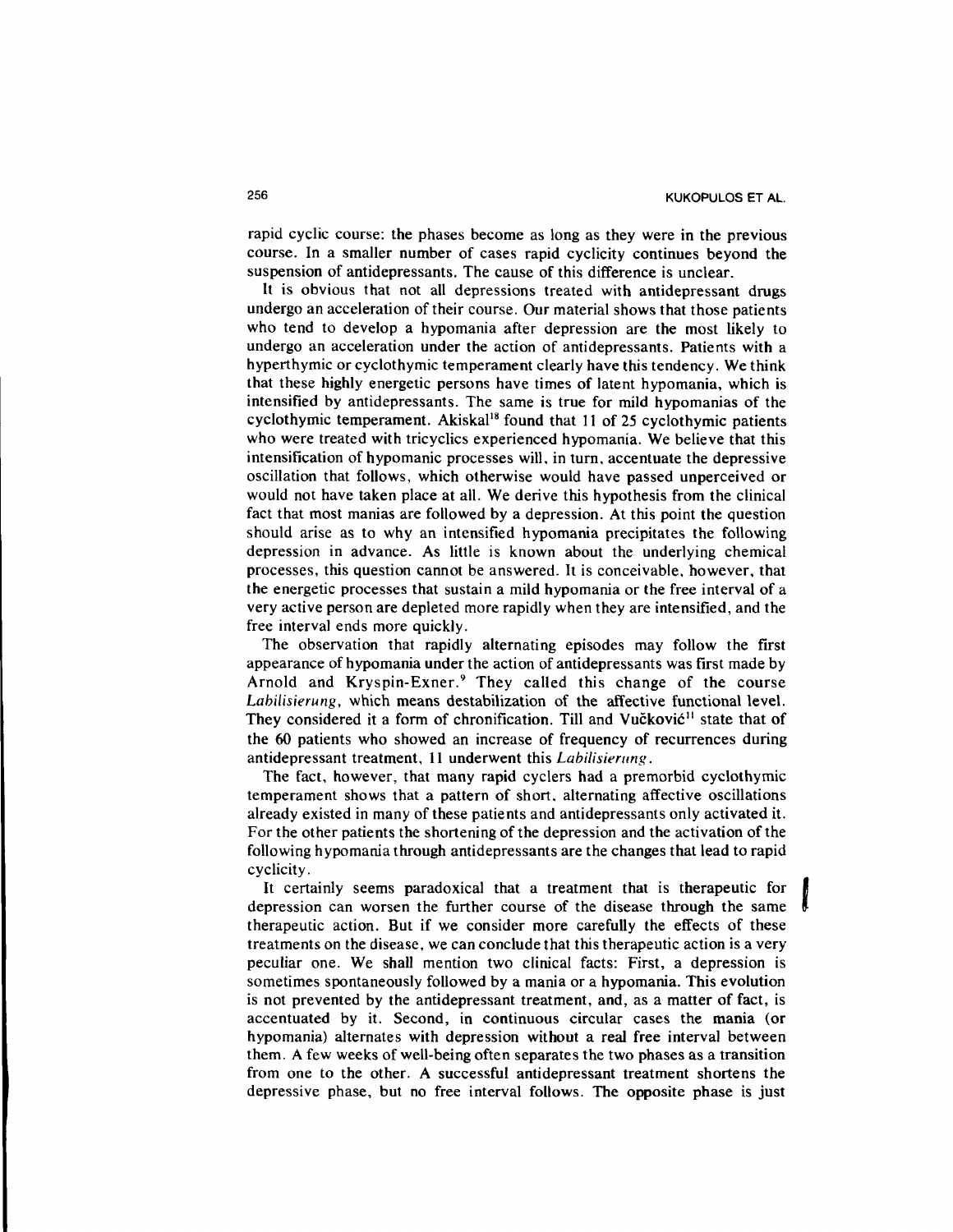rapid cyclic course: the phases become as long as they were in the previous course. In a smaller number of cases rapid cyclicity continues beyond the suspension of antidepressants. The cause of this difference is unclear.

It is obvious that not all depressions treated with antidepressant drugs undergo an acceleration of their course. Our material shows that those patients who tend to develop a hypomania after depression are the most likely to undergo an acceleration under the action of antidepressants. Patients with a hyperthymic or cyclothymic temperament clearly have this tendency. We think that these highly energetic persons have times of latent hypomania, which is intensified by antidepressants. The same is true for mild hypomanias of the cyclothymic temperament. Akiskal[18] found that 11 of 25 cyclothymic patients who were treated with tricyclics experienced hypomania. We believe that this intensification of hypomanic processes will, in turn, accentuate the depressive oscillation that follows, which otherwise would have passed unperceived or would not have taken place at all. We derive this hypothesis from the clinical fact that most manias are followed by a depression. At this point the question should arise as to why an intensified hypomania precipitates the following depression in advance. As little is known about the underlying chemical processes, this question cannot be answered. It is conceivable, however, that the energetic processes that sustain a mild hypomania or the free interval of a very active person are depleted more rapidly when they are intensified, and the free interval ends more quickly.

The observation that rapidly alternating episodes may follow the first appearance of hypomania under the action of antidepressants was first made by Arnold and Kryspin-Exner.[9] They called this change of the course *Labilisierung*, which means destabilization of the affective functional level. They considered it a form of chronification. Till and Vučković[11] state that of the 60 patients who showed an increase of frequency of recurrences during antidepressant treatment, 11 underwent this *Labilisierung*.

The fact, however, that many rapid cyclers had a premorbid cyclothymic temperament shows that a pattern of short, alternating affective oscillations already existed in many of these patients and antidepressants only activated it. For the other patients the shortening of the depression and the activation of the following hypomania through antidepressants are the changes that lead to rapid cyclicity.

It certainly seems paradoxical that a treatment that is therapeutic for depression can worsen the further course of the disease through the same therapeutic action. But if we consider more carefully the effects of these treatments on the disease, we can conclude that this therapeutic action is a very peculiar one. We shall mention two clinical facts: First, a depression is sometimes spontaneously followed by a mania or a hypomania. This evolution is not prevented by the antidepressant treatment, and, as a matter of fact, is accentuated by it. Second, in continuous circular cases the mania (or hypomania) alternates with depression without a real free interval between them. A few weeks of well-being often separates the two phases as a transition from one to the other. A successful antidepressant treatment shortens the depressive phase, but no free interval follows. The opposite phase is just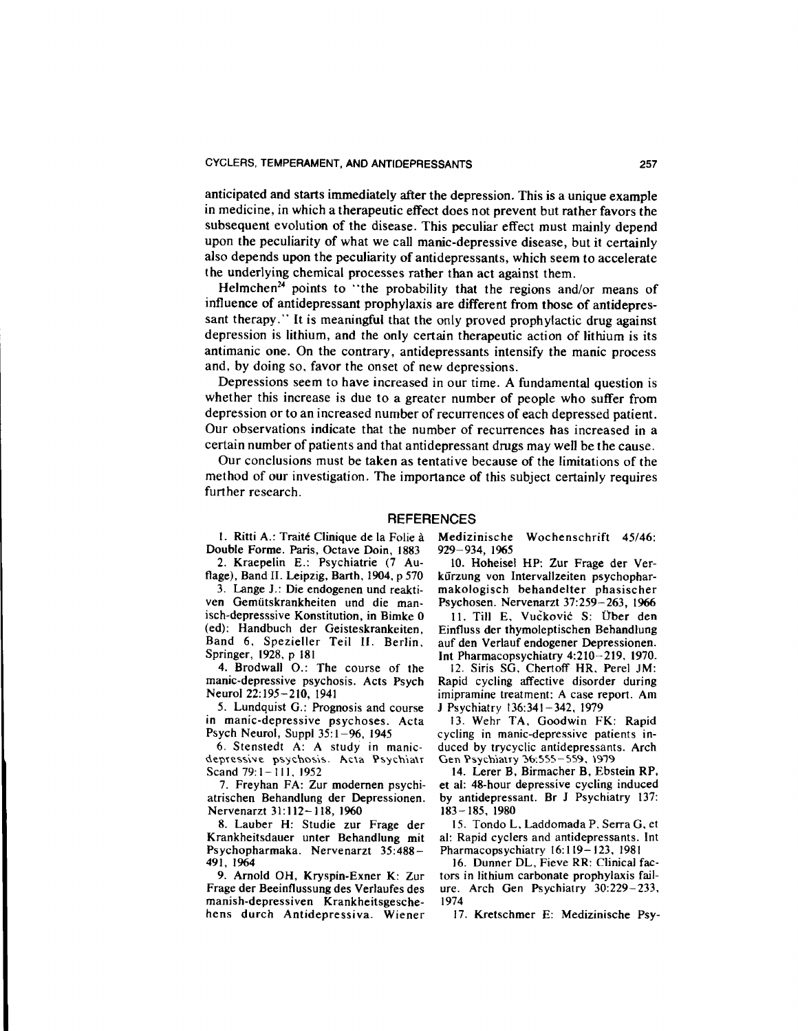anticipated and starts immediately after the depression. This is a unique example in medicine, in which a therapeutic effect does not prevent but rather favors the subsequent evolution of the disease. This peculiar effect must mainly depend upon the peculiarity of what we call manic-depressive disease, but it certainly also depends upon the peculiarity of antidepressants, which seem to accelerate the underlying chemical processes rather than act against them.

Helmchen[24] points to "the probability that the regions and/or means of influence of antidepressant prophylaxis are different from those of antidepressant therapy." It is meaningful that the only proved prophylactic drug against depression is lithium, and the only certain therapeutic action of lithium is its antimanic one. On the contrary, antidepressants intensify the manic process and, by doing so, favor the onset of new depressions.

Depressions seem to have increased in our time. A fundamental question is whether this increase is due to a greater number of people who suffer from depression or to an increased number of recurrences of each depressed patient. Our observations indicate that the number of recurrences has increased in a certain number of patients and that antidepressant drugs may well be the cause.

Our conclusions must be taken as tentative because of the limitations of the method of our investigation. The importance of this subject certainly requires further research.

## REFERENCES

1. Ritti A.: Traité Clinique de la Folie à Double Forme. Paris, Octave Doin, 1883
2. Kraepelin E.: Psychiatrie (7 Auflage), Band II. Leipzig, Barth, 1904, p 570
3. Lange J.: Die endogenen und reaktiven Gemütskrankheiten und die manisch-depresssive Konstitution, in Bimke 0 (ed): Handbuch der Geisteskrankeiten, Band 6, Spezieller Teil II. Berlin, Springer, 1928, p 181
4. Brodwall O.: The course of the manic-depressive psychosis. Acts Psych Neurol 22:195–210, 1941
5. Lundquist G.: Prognosis and course in manic-depressive psychoses. Acta Psych Neurol, Suppl 35:1–96, 1945
6. Stenstedt A: A study in manic-depressive psychosis. Acta Psychiatr Scand 79:1–111, 1952
7. Freyhan FA: Zur modernen psychiatrischen Behandlung der Depressionen. Nervenarzt 31:112–118, 1960
8. Lauber H: Studie zur Frage der Krankheitsdauer unter Behandlung mit Psychopharmaka. Nervenarzt 35:488–491, 1964
9. Arnold OH, Kryspin-Exner K: Zur Frage der Beeinflussung des Verlaufes des manish-depressiven Krankheitsgeschehens durch Antidepressiva. Wiener Medizinische Wochenschrift 45/46: 929–934, 1965
10. Hoheisel HP: Zur Frage der Verkürzung von Intervallzeiten psychopharmakologisch behandelter phasischer Psychosen. Nervenarzt 37:259–263, 1966
11. Till E, Vučković S: Über den Einfluss der thymoleptischen Behandlung auf den Verlauf endogener Depressionen. Int Pharmacopsychiatry 4:210–219, 1970.
12. Siris SG, Chertoff HR, Perel JM: Rapid cycling affective disorder during imipramine treatment: A case report. Am J Psychiatry 136:341–342, 1979
13. Wehr TA, Goodwin FK: Rapid cycling in manic-depressive patients induced by trycyclic antidepressants. Arch Gen Psychiatry 36:555–559, 1979
14. Lerer B, Birmacher B, Ebstein RP, et al: 48-hour depressive cycling induced by antidepressant. Br J Psychiatry 137: 183–185, 1980
15. Tondo L, Laddomada P, Serra G, et al: Rapid cyclers and antidepressants. Int Pharmacopsychiatry 16:119–123, 1981
16. Dunner DL, Fieve RR: Clinical factors in lithium carbonate prophylaxis failure. Arch Gen Psychiatry 30:229–233, 1974
17. Kretschmer E: Medizinische Psy-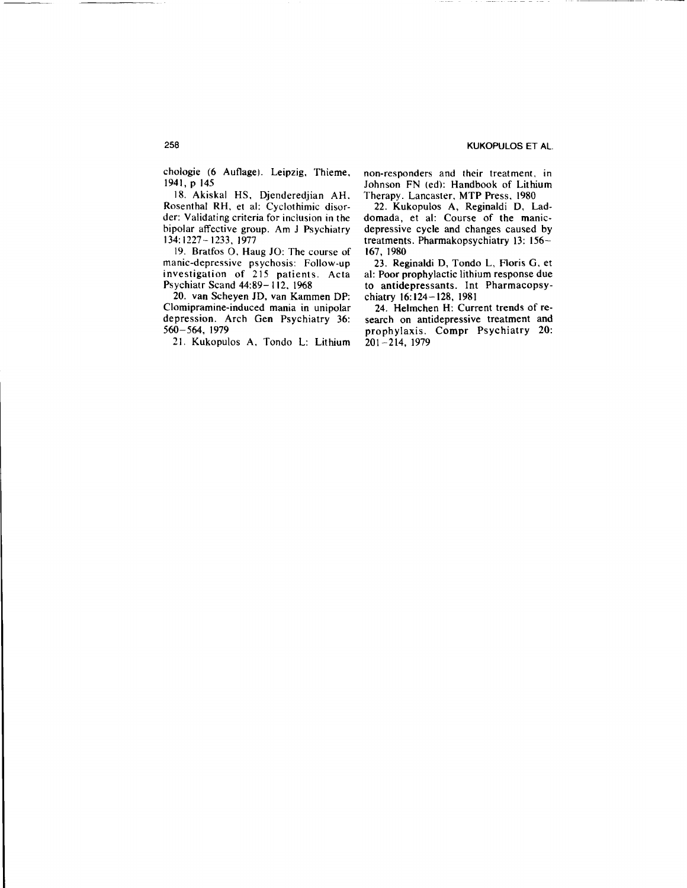chologie (6 Auflage). Leipzig, Thieme, 1941, p 145

18. Akiskal HS, Djenderedjian AH, Rosenthal RH, et al: Cyclothimic disorder: Validating criteria for inclusion in the bipolar affective group. Am J Psychiatry 134:1227–1233, 1977

19. Bratfos O, Haug JO: The course of manic-depressive psychosis: Follow-up investigation of 215 patients. Acta Psychiatr Scand 44:89–112, 1968

20. van Scheyen JD, van Kammen DP: Clomipramine-induced mania in unipolar depression. Arch Gen Psychiatry 36: 560–564, 1979

21. Kukopulos A, Tondo L: Lithium non-responders and their treatment, in Johnson FN (ed): Handbook of Lithium Therapy. Lancaster, MTP Press, 1980

22. Kukopulos A, Reginaldi D, Laddomada, et al: Course of the manic-depressive cycle and changes caused by treatments. Pharmakopsychiatry 13: 156–167, 1980

23. Reginaldi D, Tondo L, Floris G, et al: Poor prophylactic lithium response due to antidepressants. Int Pharmacopsychiatry 16:124–128, 1981

24. Helmchen H: Current trends of research on antidepressive treatment and prophylaxis. Compr Psychiatry 20: 201–214, 1979